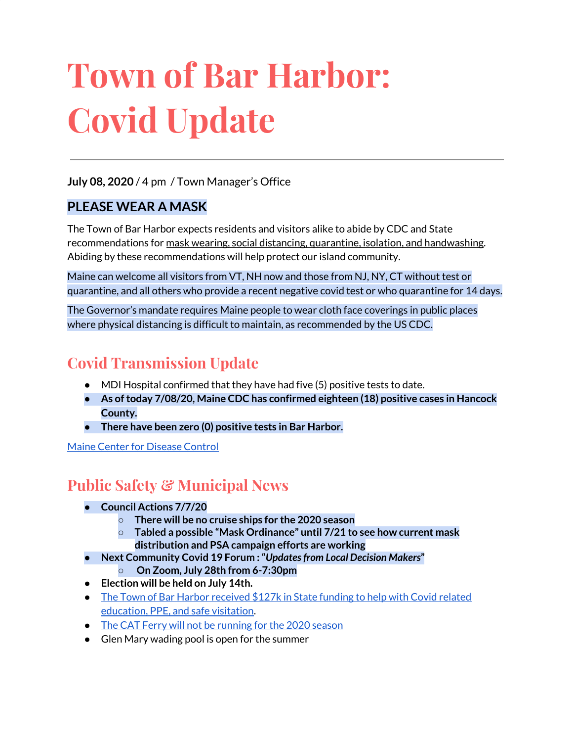# Town of Bar Harbor: Covid Update

---

**July 08, 2020** / 4 pm / Town Manager's Office

## PLEASE WEAR A MASK

The Town of Bar Harbor expects residents and visitors alike to abide by CDC and State recommendations for mask wearing, social distancing, quarantine, isolation, and handwashing. Abiding by these recommendations will help protect our island community.

Maine can welcome all visitors from VT, NH now and those from NJ, NY, CT without test or quarantine, and all others who provide a recent negative covid test or who quarantine for 14 days.

The Governor's mandate requires Maine people to wear cloth face coverings in public places where physical distancing is difficult to maintain, as recommended by the US CDC.

## Covid Transmission Update

- MDI Hospital confirmed that they have had five (5) positive tests to date.
- **As of today 7/08/20, Maine CDC has confirmed eighteen (18) positive cases in Hancock County.**
- **There have been zero (0) positive tests in Bar Harbor.**

[Maine Center for Disease Control]()

## Public Safety & Municipal News

- **Council Actions 7/7/20**
  - **There will be no cruise ships for the 2020 season**
  - **Tabled a possible "Mask Ordinance" until 7/21 to see how current mask distribution and PSA campaign efforts are working**
- **Next Community Covid 19 Forum : "*Updates from Local Decision Makers*"**
  - **On Zoom, July 28th from 6-7:30pm**
- **Election will be held on July 14th.**
- [The Town of Bar Harbor received $127k in State funding to help with Covid related education, PPE, and safe visitation]().
- [The CAT Ferry will not be running for the 2020 season]()
- Glen Mary wading pool is open for the summer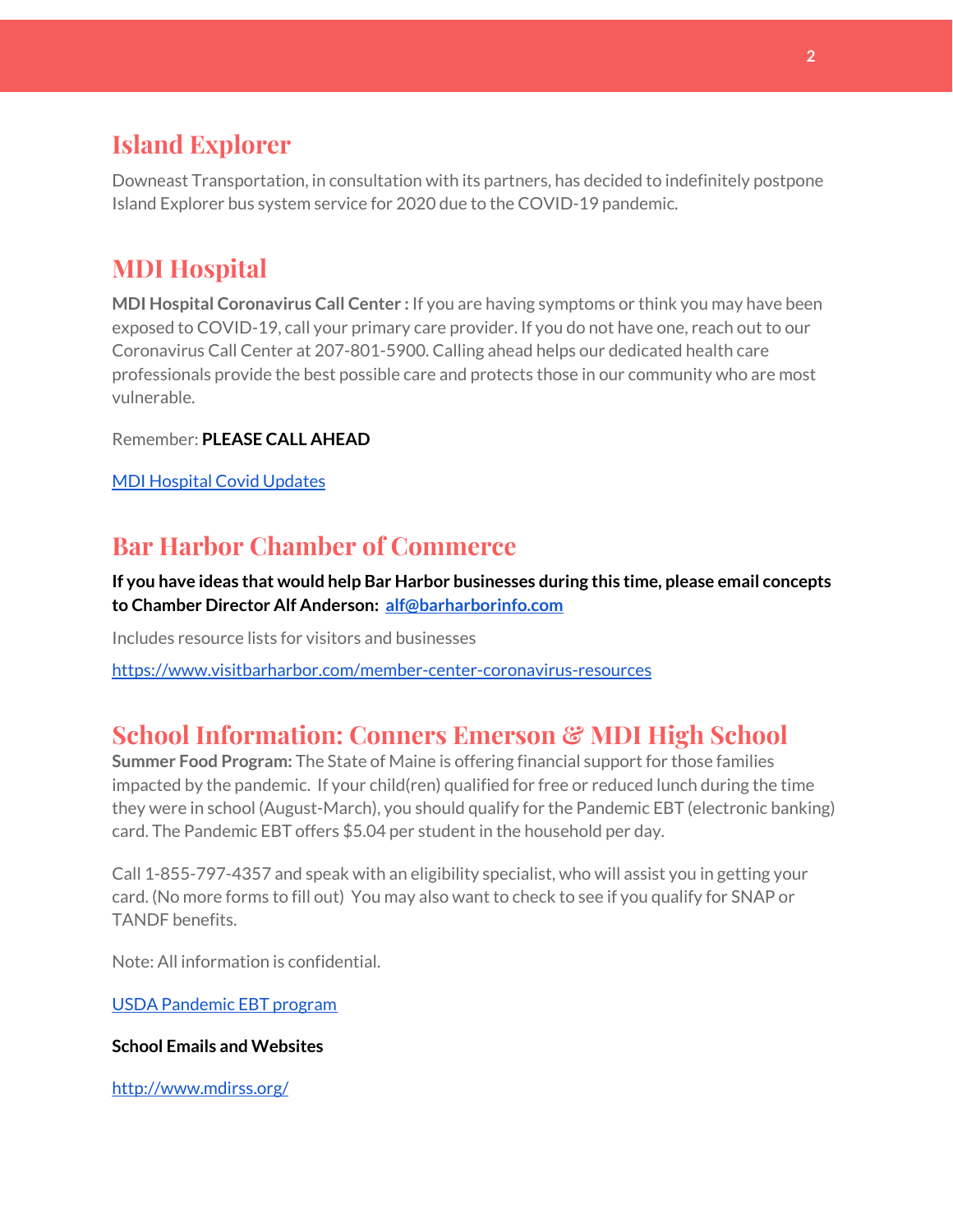## Island Explorer

Downeast Transportation, in consultation with its partners, has decided to indefinitely postpone Island Explorer bus system service for 2020 due to the COVID-19 pandemic.

## MDI Hospital

**MDI Hospital Coronavirus Call Center :** If you are having symptoms or think you may have been exposed to COVID-19, call your primary care provider. If you do not have one, reach out to our Coronavirus Call Center at 207-801-5900. Calling ahead helps our dedicated health care professionals provide the best possible care and protects those in our community who are most vulnerable.

Remember: **PLEASE CALL AHEAD**

[MDI Hospital Covid Updates]()

## Bar Harbor Chamber of Commerce

**If you have ideas that would help Bar Harbor businesses during this time, please email concepts to Chamber Director Alf Anderson: [alf@barharborinfo.com](mailto:alf@barharborinfo.com)**

Includes resource lists for visitors and businesses

[https://www.visitbarharbor.com/member-center-coronavirus-resources](https://www.visitbarharbor.com/member-center-coronavirus-resources)

## School Information: Conners Emerson & MDI High School

**Summer Food Program:** The State of Maine is offering financial support for those families impacted by the pandemic. If your child(ren) qualified for free or reduced lunch during the time they were in school (August-March), you should qualify for the Pandemic EBT (electronic banking) card. The Pandemic EBT offers $5.04 per student in the household per day.

Call 1-855-797-4357 and speak with an eligibility specialist, who will assist you in getting your card. (No more forms to fill out) You may also want to check to see if you qualify for SNAP or TANDF benefits.

Note: All information is confidential.

[USDA Pandemic EBT program]()

**School Emails and Websites**

[http://www.mdirss.org/](http://www.mdirss.org/)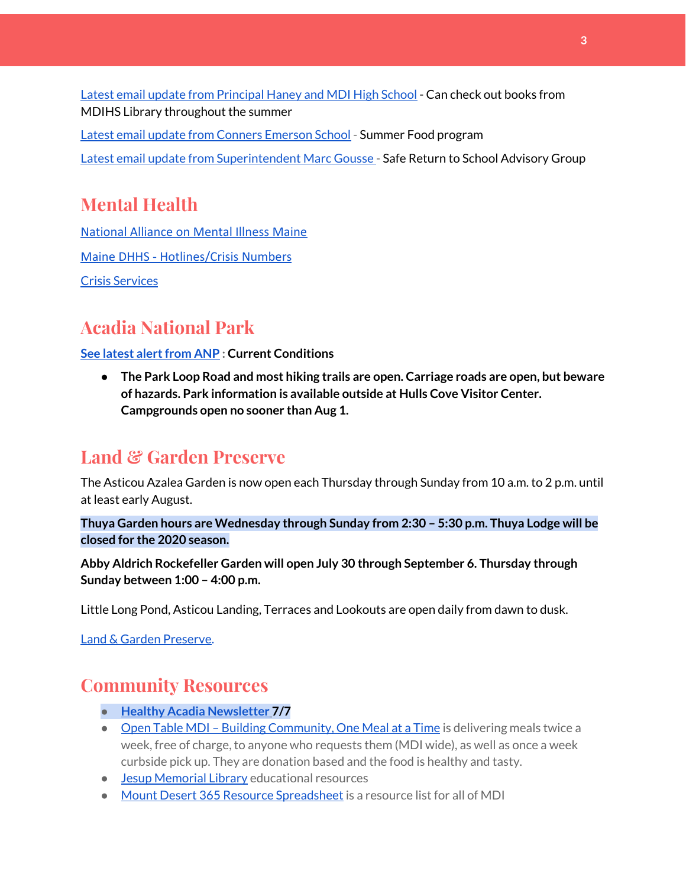Latest email update from Principal Haney and MDI High School - Can check out books from MDIHS Library throughout the summer

Latest email update from Conners Emerson School - Summer Food program

Latest email update from Superintendent Marc Gousse - Safe Return to School Advisory Group

## Mental Health

National Alliance on Mental Illness Maine

Maine DHHS - Hotlines/Crisis Numbers

Crisis Services

## Acadia National Park

**See latest alert from ANP : Current Conditions**

- **The Park Loop Road and most hiking trails are open. Carriage roads are open, but beware of hazards. Park information is available outside at Hulls Cove Visitor Center. Campgrounds open no sooner than Aug 1.**

## Land & Garden Preserve

The Asticou Azalea Garden is now open each Thursday through Sunday from 10 a.m. to 2 p.m. until at least early August.

**Thuya Garden hours are Wednesday through Sunday from 2:30 – 5:30 p.m. Thuya Lodge will be closed for the 2020 season.**

**Abby Aldrich Rockefeller Garden will open July 30 through September 6. Thursday through Sunday between 1:00 – 4:00 p.m.**

Little Long Pond, Asticou Landing, Terraces and Lookouts are open daily from dawn to dusk.

Land & Garden Preserve.

## Community Resources

- **Healthy Acadia Newsletter 7/7**
- Open Table MDI – Building Community, One Meal at a Time is delivering meals twice a week, free of charge, to anyone who requests them (MDI wide), as well as once a week curbside pick up. They are donation based and the food is healthy and tasty.
- Jesup Memorial Library educational resources
- Mount Desert 365 Resource Spreadsheet is a resource list for all of MDI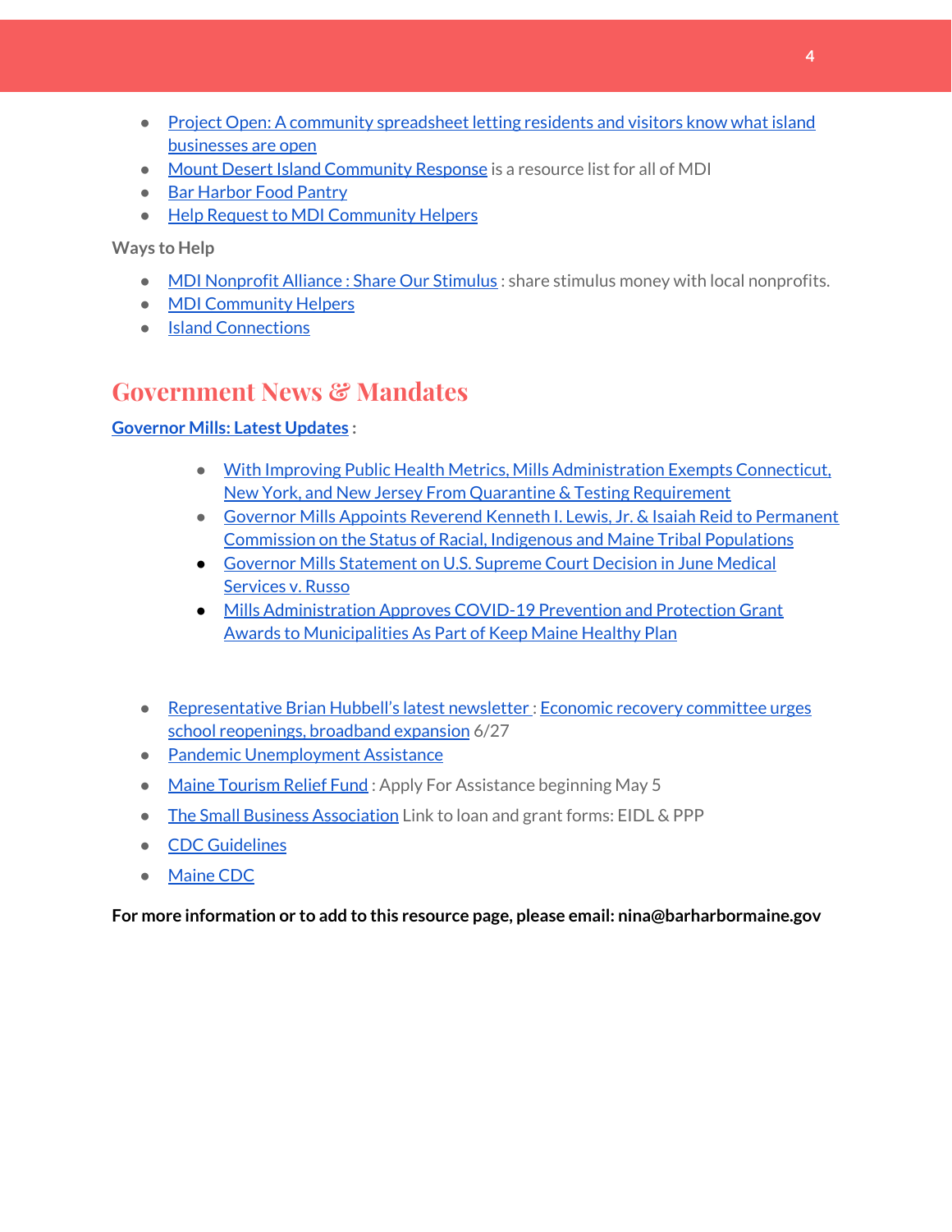- Project Open: A community spreadsheet letting residents and visitors know what island businesses are open
- Mount Desert Island Community Response is a resource list for all of MDI
- Bar Harbor Food Pantry
- Help Request to MDI Community Helpers

**Ways to Help**

- MDI Nonprofit Alliance : Share Our Stimulus : share stimulus money with local nonprofits.
- MDI Community Helpers
- Island Connections

## Government News & Mandates

**Governor Mills: Latest Updates :**

- With Improving Public Health Metrics, Mills Administration Exempts Connecticut, New York, and New Jersey From Quarantine & Testing Requirement
- Governor Mills Appoints Reverend Kenneth I. Lewis, Jr. & Isaiah Reid to Permanent Commission on the Status of Racial, Indigenous and Maine Tribal Populations
- Governor Mills Statement on U.S. Supreme Court Decision in June Medical Services v. Russo
- Mills Administration Approves COVID-19 Prevention and Protection Grant Awards to Municipalities As Part of Keep Maine Healthy Plan

- Representative Brian Hubbell's latest newsletter : Economic recovery committee urges school reopenings, broadband expansion 6/27
- Pandemic Unemployment Assistance
- Maine Tourism Relief Fund : Apply For Assistance beginning May 5
- The Small Business Association Link to loan and grant forms: EIDL & PPP
- CDC Guidelines
- Maine CDC

**For more information or to add to this resource page, please email: nina@barharbormaine.gov**